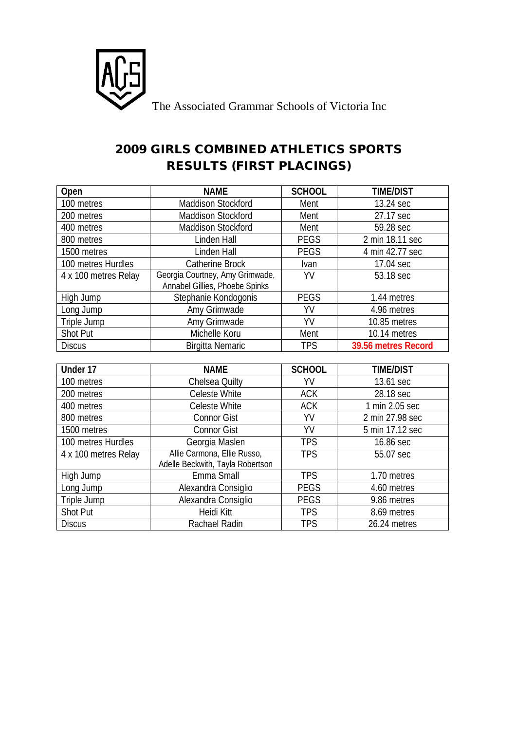The Associated Grammar Schools of Victoria Inc

# 2009 GIRLS COMBINED ATHLETICS SPORTS RESULTS (FIRST PLACINGS)

| Open | NAME | SCHOOL | TIME/DIST |
|---|---|---|---|
| 100 metres | Maddison Stockford | Ment | 13.24 sec |
| 200 metres | Maddison Stockford | Ment | 27.17 sec |
| 400 metres | Maddison Stockford | Ment | 59.28 sec |
| 800 metres | Linden Hall | PEGS | 2 min 18.11 sec |
| 1500 metres | Linden Hall | PEGS | 4 min 42.77 sec |
| 100 metres Hurdles | Catherine Brock | Ivan | 17.04 sec |
| 4 x 100 metres Relay | Georgia Courtney, Amy Grimwade, Annabel Gillies, Phoebe Spinks | YV | 53.18 sec |
| High Jump | Stephanie Kondogonis | PEGS | 1.44 metres |
| Long Jump | Amy Grimwade | YV | 4.96 metres |
| Triple Jump | Amy Grimwade | YV | 10.85 metres |
| Shot Put | Michelle Koru | Ment | 10.14 metres |
| Discus | Birgitta Nemaric | TPS | **39.56 metres Record** |

| Under 17 | NAME | SCHOOL | TIME/DIST |
|---|---|---|---|
| 100 metres | Chelsea Quilty | YV | 13.61 sec |
| 200 metres | Celeste White | ACK | 28.18 sec |
| 400 metres | Celeste White | ACK | 1 min 2.05 sec |
| 800 metres | Connor Gist | YV | 2 min 27.98 sec |
| 1500 metres | Connor Gist | YV | 5 min 17.12 sec |
| 100 metres Hurdles | Georgia Maslen | TPS | 16.86 sec |
| 4 x 100 metres Relay | Allie Carmona, Ellie Russo, Adelle Beckwith, Tayla Robertson | TPS | 55.07 sec |
| High Jump | Emma Small | TPS | 1.70 metres |
| Long Jump | Alexandra Consiglio | PEGS | 4.60 metres |
| Triple Jump | Alexandra Consiglio | PEGS | 9.86 metres |
| Shot Put | Heidi Kitt | TPS | 8.69 metres |
| Discus | Rachael Radin | TPS | 26.24 metres |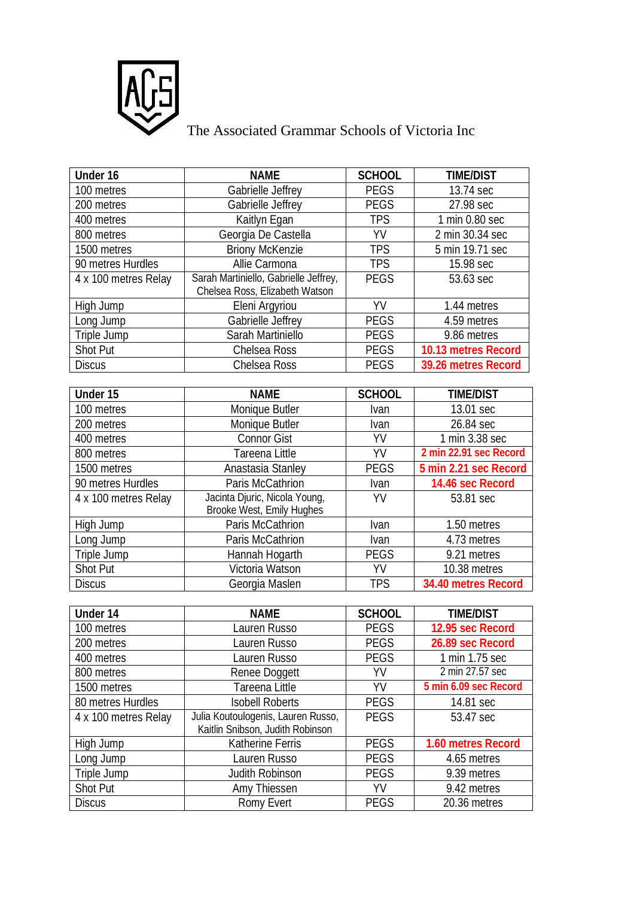The Associated Grammar Schools of Victoria Inc

| Under 16 | NAME | SCHOOL | TIME/DIST |
|---|---|---|---|
| 100 metres | Gabrielle Jeffrey | PEGS | 13.74 sec |
| 200 metres | Gabrielle Jeffrey | PEGS | 27.98 sec |
| 400 metres | Kaitlyn Egan | TPS | 1 min 0.80 sec |
| 800 metres | Georgia De Castella | YV | 2 min 30.34 sec |
| 1500 metres | Briony McKenzie | TPS | 5 min 19.71 sec |
| 90 metres Hurdles | Allie Carmona | TPS | 15.98 sec |
| 4 x 100 metres Relay | Sarah Martiniello, Gabrielle Jeffrey, Chelsea Ross, Elizabeth Watson | PEGS | 53.63 sec |
| High Jump | Eleni Argyriou | YV | 1.44 metres |
| Long Jump | Gabrielle Jeffrey | PEGS | 4.59 metres |
| Triple Jump | Sarah Martiniello | PEGS | 9.86 metres |
| Shot Put | Chelsea Ross | PEGS | **10.13 metres Record** |
| Discus | Chelsea Ross | PEGS | **39.26 metres Record** |

| Under 15 | NAME | SCHOOL | TIME/DIST |
|---|---|---|---|
| 100 metres | Monique Butler | Ivan | 13.01 sec |
| 200 metres | Monique Butler | Ivan | 26.84 sec |
| 400 metres | Connor Gist | YV | 1 min 3.38 sec |
| 800 metres | Tareena Little | YV | **2 min 22.91 sec Record** |
| 1500 metres | Anastasia Stanley | PEGS | **5 min 2.21 sec Record** |
| 90 metres Hurdles | Paris McCathrion | Ivan | **14.46 sec Record** |
| 4 x 100 metres Relay | Jacinta Djuric, Nicola Young, Brooke West, Emily Hughes | YV | 53.81 sec |
| High Jump | Paris McCathrion | Ivan | 1.50 metres |
| Long Jump | Paris McCathrion | Ivan | 4.73 metres |
| Triple Jump | Hannah Hogarth | PEGS | 9.21 metres |
| Shot Put | Victoria Watson | YV | 10.38 metres |
| Discus | Georgia Maslen | TPS | **34.40 metres Record** |

| Under 14 | NAME | SCHOOL | TIME/DIST |
|---|---|---|---|
| 100 metres | Lauren Russo | PEGS | **12.95 sec Record** |
| 200 metres | Lauren Russo | PEGS | **26.89 sec Record** |
| 400 metres | Lauren Russo | PEGS | 1 min 1.75 sec |
| 800 metres | Renee Doggett | YV | 2 min 27.57 sec |
| 1500 metres | Tareena Little | YV | **5 min 6.09 sec Record** |
| 80 metres Hurdles | Isobell Roberts | PEGS | 14.81 sec |
| 4 x 100 metres Relay | Julia Koutoulogenis, Lauren Russo, Kaitlin Snibson, Judith Robinson | PEGS | 53.47 sec |
| High Jump | Katherine Ferris | PEGS | **1.60 metres Record** |
| Long Jump | Lauren Russo | PEGS | 4.65 metres |
| Triple Jump | Judith Robinson | PEGS | 9.39 metres |
| Shot Put | Amy Thiessen | YV | 9.42 metres |
| Discus | Romy Evert | PEGS | 20.36 metres |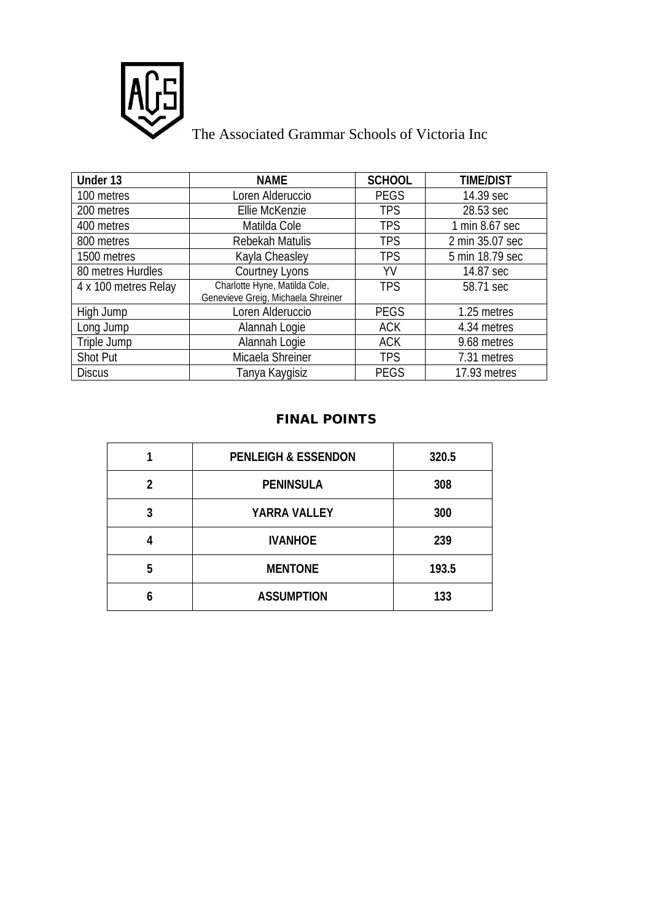The Associated Grammar Schools of Victoria Inc

| Under 13 | NAME | SCHOOL | TIME/DIST |
|---|---|---|---|
| 100 metres | Loren Alderuccio | PEGS | 14.39 sec |
| 200 metres | Ellie McKenzie | TPS | 28.53 sec |
| 400 metres | Matilda Cole | TPS | 1 min 8.67 sec |
| 800 metres | Rebekah Matulis | TPS | 2 min 35.07 sec |
| 1500 metres | Kayla Cheasley | TPS | 5 min 18.79 sec |
| 80 metres Hurdles | Courtney Lyons | YV | 14.87 sec |
| 4 x 100 metres Relay | Charlotte Hyne, Matilda Cole, Genevieve Greig, Michaela Shreiner | TPS | 58.71 sec |
| High Jump | Loren Alderuccio | PEGS | 1.25 metres |
| Long Jump | Alannah Logie | ACK | 4.34 metres |
| Triple Jump | Alannah Logie | ACK | 9.68 metres |
| Shot Put | Micaela Shreiner | TPS | 7.31 metres |
| Discus | Tanya Kaygisiz | PEGS | 17.93 metres |

## FINAL POINTS

| | | |
|---|---|---|
| 1 | PENLEIGH & ESSENDON | 320.5 |
| 2 | PENINSULA | 308 |
| 3 | YARRA VALLEY | 300 |
| 4 | IVANHOE | 239 |
| 5 | MENTONE | 193.5 |
| 6 | ASSUMPTION | 133 |